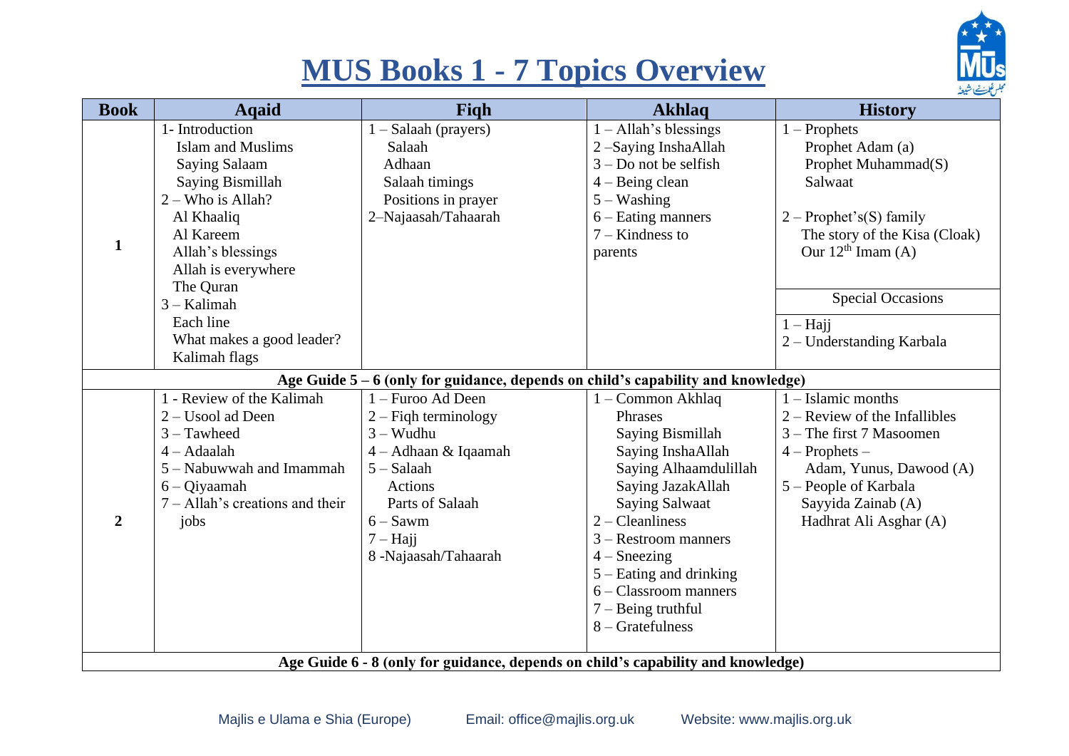# MUS Books 1 - 7 Topics Overview

| Book | Aqaid | Fiqh | Akhlaq | History |
|---|---|---|---|---|
| 1 | 1- Introduction<br>Islam and Muslims<br>Saying Salaam<br>Saying Bismillah<br>2 – Who is Allah?<br>Al Khaaliq<br>Al Kareem<br>Allah's blessings<br>Allah is everywhere<br>The Quran<br>3 – Kalimah<br>Each line<br>What makes a good leader?<br>Kalimah flags | 1 – Salaah (prayers)<br>Salaah<br>Adhaan<br>Salaah timings<br>Positions in prayer<br>2–Najaasah/Tahaarah | 1 – Allah's blessings<br>2 –Saying InshaAllah<br>3 – Do not be selfish<br>4 – Being clean<br>5 – Washing<br>6 – Eating manners<br>7 – Kindness to parents | 1 – Prophets<br>Prophet Adam (a)<br>Prophet Muhammad(S)<br>Salwaat<br><br>2 – Prophet's(S) family<br>The story of the Kisa (Cloak)<br>Our 12th Imam (A)<br><br>**Special Occasions**<br><br>1 – Hajj<br>2 – Understanding Karbala |
| **Age Guide 5 – 6 (only for guidance, depends on child's capability and knowledge)** | | | | |
| 2 | 1 - Review of the Kalimah<br>2 – Usool ad Deen<br>3 – Tawheed<br>4 – Adaalah<br>5 – Nabuwwah and Imammah<br>6 – Qiyaamah<br>7 – Allah's creations and their jobs | 1 – Furoo Ad Deen<br>2 – Fiqh terminology<br>3 – Wudhu<br>4 – Adhaan & Iqaamah<br>5 – Salaah<br>Actions<br>Parts of Salaah<br>6 – Sawm<br>7 – Hajj<br>8 -Najaasah/Tahaarah | 1 – Common Akhlaq Phrases<br>Saying Bismillah<br>Saying InshaAllah<br>Saying Alhaamdulillah<br>Saying JazakAllah<br>Saying Salwaat<br>2 – Cleanliness<br>3 – Restroom manners<br>4 – Sneezing<br>5 – Eating and drinking<br>6 – Classroom manners<br>7 – Being truthful<br>8 – Gratefulness | 1 – Islamic months<br>2 – Review of the Infallibles<br>3 – The first 7 Masoomen<br>4 – Prophets –<br>Adam, Yunus, Dawood (A)<br>5 – People of Karbala<br>Sayyida Zainab (A)<br>Hadhrat Ali Asghar (A) |
| **Age Guide 6 - 8 (only for guidance, depends on child's capability and knowledge)** | | | | |

Majlis e Ulama e Shia (Europe) Email: office@majlis.org.uk Website: www.majlis.org.uk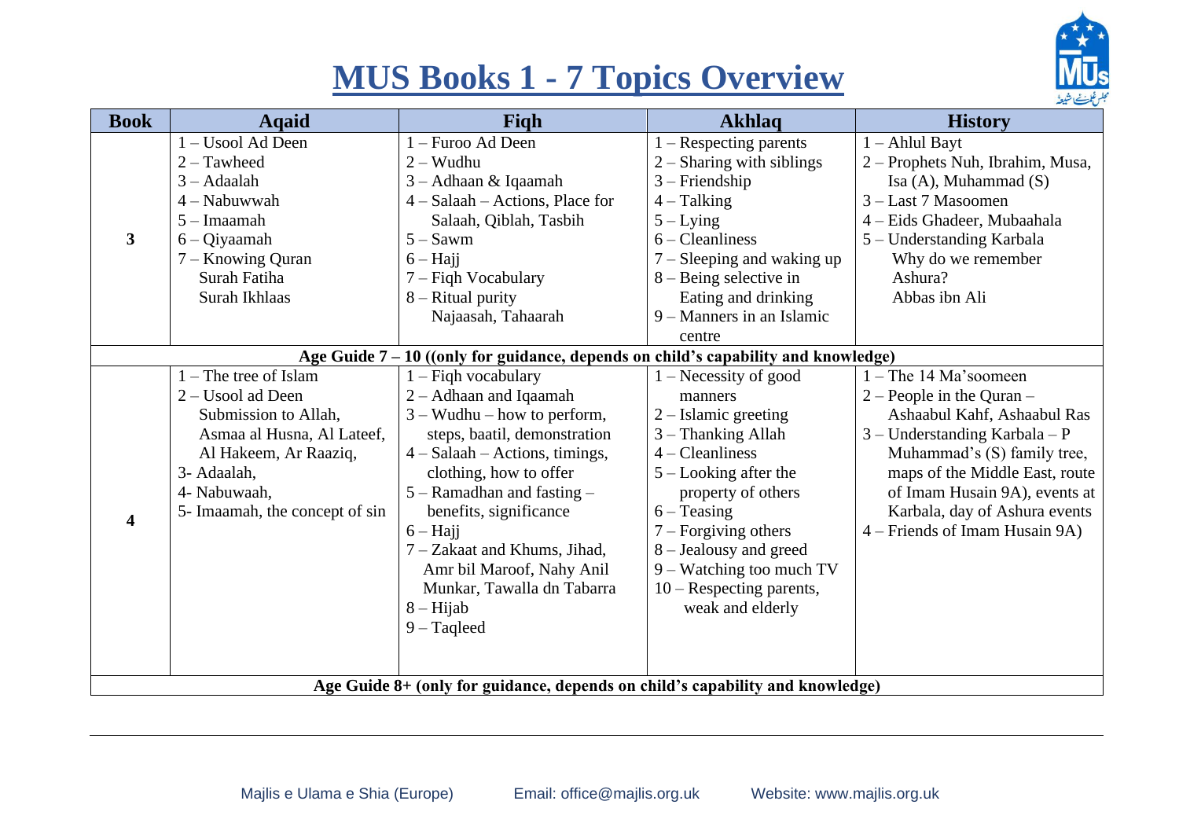# MUS Books 1 - 7 Topics Overview

| Book | Aqaid | Fiqh | Akhlaq | History |
|---|---|---|---|---|
| 3 | 1 – Usool Ad Deen<br>2 – Tawheed<br>3 – Adaalah<br>4 – Nabuwwah<br>5 – Imaamah<br>6 – Qiyaamah<br>7 – Knowing Quran<br>Surah Fatiha<br>Surah Ikhlaas | 1 – Furoo Ad Deen<br>2 – Wudhu<br>3 – Adhaan & Iqaamah<br>4 – Salaah – Actions, Place for Salaah, Qiblah, Tasbih<br>5 – Sawm<br>6 – Hajj<br>7 – Fiqh Vocabulary<br>8 – Ritual purity<br>Najaasah, Tahaarah | 1 – Respecting parents<br>2 – Sharing with siblings<br>3 – Friendship<br>4 – Talking<br>5 – Lying<br>6 – Cleanliness<br>7 – Sleeping and waking up<br>8 – Being selective in Eating and drinking<br>9 – Manners in an Islamic centre | 1 – Ahlul Bayt<br>2 – Prophets Nuh, Ibrahim, Musa, Isa (A), Muhammad (S)<br>3 – Last 7 Masoomen<br>4 – Eids Ghadeer, Mubaahala<br>5 – Understanding Karbala<br>Why do we remember Ashura?<br>Abbas ibn Ali |
| **Age Guide 7 – 10 ((only for guidance, depends on child's capability and knowledge)** | | | | |
| 4 | 1 – The tree of Islam<br>2 – Usool ad Deen<br>Submission to Allah, Asmaa al Husna, Al Lateef, Al Hakeem, Ar Raaziq,<br>3- Adaalah,<br>4- Nabuwaah,<br>5- Imaamah, the concept of sin | 1 – Fiqh vocabulary<br>2 – Adhaan and Iqaamah<br>3 – Wudhu – how to perform, steps, baatil, demonstration<br>4 – Salaah – Actions, timings, clothing, how to offer<br>5 – Ramadhan and fasting – benefits, significance<br>6 – Hajj<br>7 – Zakaat and Khums, Jihad, Amr bil Maroof, Nahy Anil Munkar, Tawalla dn Tabarra<br>8 – Hijab<br>9 – Taqleed | 1 – Necessity of good manners<br>2 – Islamic greeting<br>3 – Thanking Allah<br>4 – Cleanliness<br>5 – Looking after the property of others<br>6 – Teasing<br>7 – Forgiving others<br>8 – Jealousy and greed<br>9 – Watching too much TV<br>10 – Respecting parents, weak and elderly | 1 – The 14 Ma'soomeen<br>2 – People in the Quran – Ashaabul Kahf, Ashaabul Ras<br>3 – Understanding Karbala – P Muhammad's (S) family tree, maps of the Middle East, route of Imam Husain 9A), events at Karbala, day of Ashura events<br>4 – Friends of Imam Husain 9A) |
| **Age Guide 8+ (only for guidance, depends on child's capability and knowledge)** | | | | |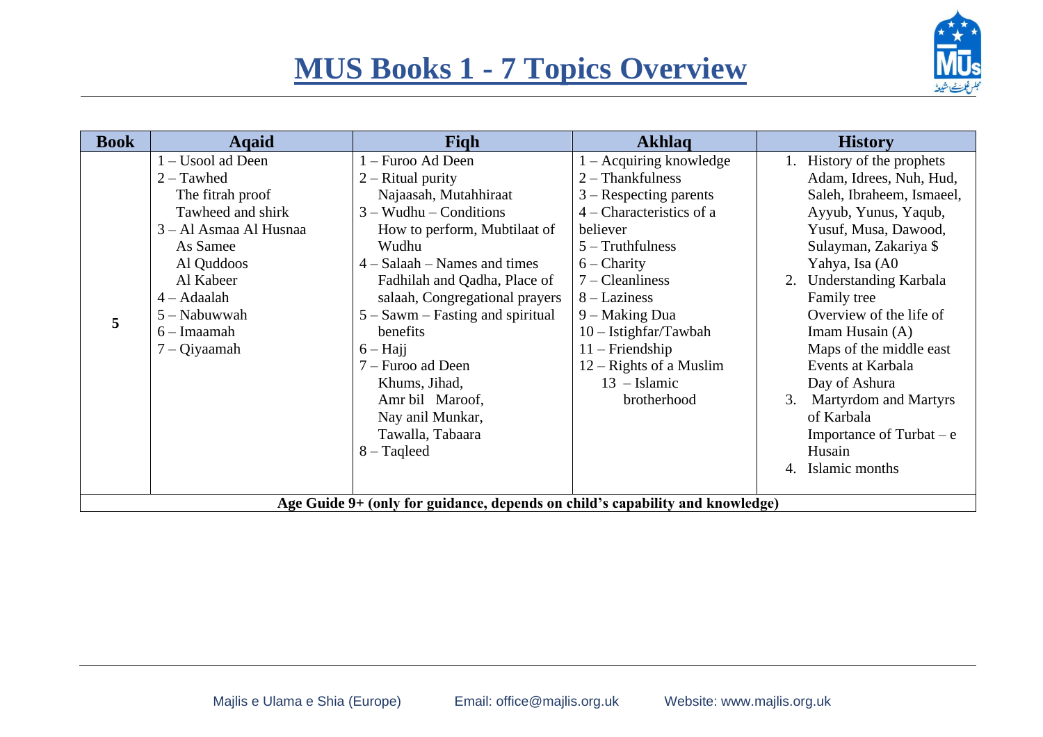# MUS Books 1 - 7 Topics Overview

| Book | Aqaid | Fiqh | Akhlaq | History |
|---|---|---|---|---|
| 5 | 1 – Usool ad Deen<br>2 – Tawhed<br>The fitrah proof<br>Tawheed and shirk<br>3 – Al Asmaa Al Husnaa<br>As Samee<br>Al Quddoos<br>Al Kabeer<br>4 – Adaalah<br>5 – Nabuwwah<br>6 – Imaamah<br>7 – Qiyaamah | 1 – Furoo Ad Deen<br>2 – Ritual purity<br>Najaasah, Mutahhiraat<br>3 – Wudhu – Conditions<br>How to perform, Mubtilaat of Wudhu<br>4 – Salaah – Names and times<br>Fadhilah and Qadha, Place of salaah, Congregational prayers<br>5 – Sawm – Fasting and spiritual benefits<br>6 – Hajj<br>7 – Furoo ad Deen<br>Khums, Jihad,<br>Amr bil Maroof,<br>Nay anil Munkar,<br>Tawalla, Tabaara<br>8 – Taqleed | 1 – Acquiring knowledge<br>2 – Thankfulness<br>3 – Respecting parents<br>4 – Characteristics of a believer<br>5 – Truthfulness<br>6 – Charity<br>7 – Cleanliness<br>8 – Laziness<br>9 – Making Dua<br>10 – Istighfar/Tawbah<br>11 – Friendship<br>12 – Rights of a Muslim<br>13 – Islamic brotherhood | 1. History of the prophets<br>Adam, Idrees, Nuh, Hud, Saleh, Ibraheem, Ismaeel, Ayyub, Yunus, Yaqub, Yusuf, Musa, Dawood, Sulayman, Zakariya $ Yahya, Isa (A0<br>2. Understanding Karbala<br>Family tree<br>Overview of the life of Imam Husain (A)<br>Maps of the middle east<br>Events at Karbala<br>Day of Ashura<br>3. Martyrdom and Martyrs of Karbala<br>Importance of Turbat – e Husain<br>4. Islamic months |
| **Age Guide 9+ (only for guidance, depends on child's capability and knowledge)** | | | | |

Majlis e Ulama e Shia (Europe) Email: office@majlis.org.uk Website: www.majlis.org.uk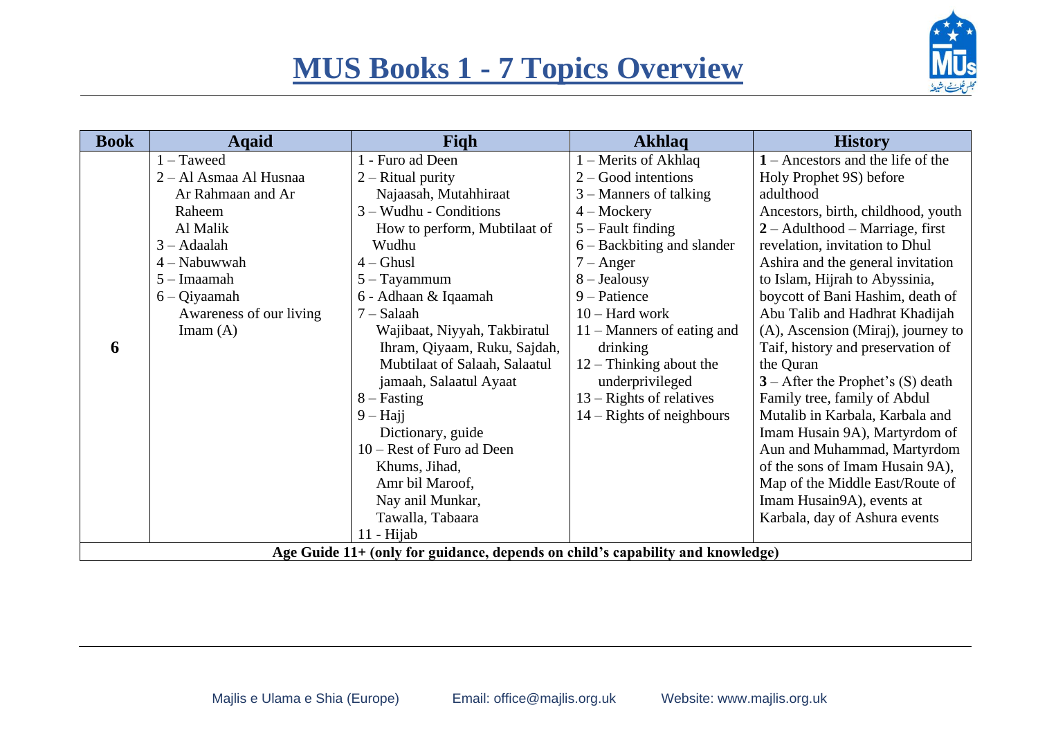# MUS Books 1 - 7 Topics Overview

| Book | Aqaid | Fiqh | Akhlaq | History |
|---|---|---|---|---|
| 6 | 1 – Taweed<br>2 – Al Asmaa Al Husnaa<br>Ar Rahmaan and Ar Raheem<br>Al Malik<br>3 – Adaalah<br>4 – Nabuwwah<br>5 – Imaamah<br>6 – Qiyaamah<br>Awareness of our living Imam (A) | 1 - Furo ad Deen<br>2 – Ritual purity<br>Najaasah, Mutahhiraat<br>3 – Wudhu - Conditions<br>How to perform, Mubtilaat of Wudhu<br>4 – Ghusl<br>5 – Tayammum<br>6 - Adhaan & Iqaamah<br>7 – Salaah<br>Wajibaat, Niyyah, Takbiratul Ihram, Qiyaam, Ruku, Sajdah, Mubtilaat of Salaah, Salaatul jamaah, Salaatul Ayaat<br>8 – Fasting<br>9 – Hajj<br>Dictionary, guide<br>10 – Rest of Furo ad Deen<br>Khums, Jihad,<br>Amr bil Maroof,<br>Nay anil Munkar,<br>Tawalla, Tabaara<br>11 - Hijab | 1 – Merits of Akhlaq<br>2 – Good intentions<br>3 – Manners of talking<br>4 – Mockery<br>5 – Fault finding<br>6 – Backbiting and slander<br>7 – Anger<br>8 – Jealousy<br>9 – Patience<br>10 – Hard work<br>11 – Manners of eating and drinking<br>12 – Thinking about the underprivileged<br>13 – Rights of relatives<br>14 – Rights of neighbours | **1** – Ancestors and the life of the Holy Prophet 9S) before adulthood<br>Ancestors, birth, childhood, youth<br>**2** – Adulthood – Marriage, first revelation, invitation to Dhul Ashira and the general invitation to Islam, Hijrah to Abyssinia, boycott of Bani Hashim, death of Abu Talib and Hadhrat Khadijah (A), Ascension (Miraj), journey to Taif, history and preservation of the Quran<br>**3** – After the Prophet's (S) death Family tree, family of Abdul Mutalib in Karbala, Karbala and Imam Husain 9A), Martyrdom of Aun and Muhammad, Martyrdom of the sons of Imam Husain 9A), Map of the Middle East/Route of Imam Husain9A), events at Karbala, day of Ashura events |
| **Age Guide 11+ (only for guidance, depends on child's capability and knowledge)** | | | | |

Majlis e Ulama e Shia (Europe) Email: office@majlis.org.uk Website: www.majlis.org.uk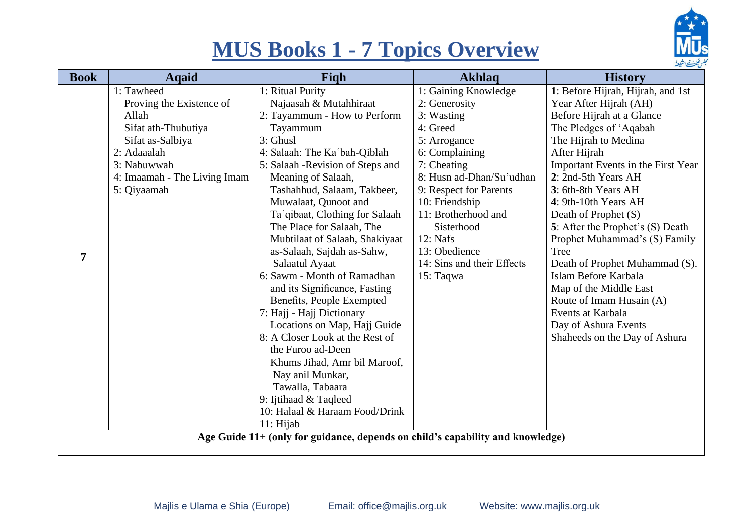# MUS Books 1 - 7 Topics Overview

| Book | Aqaid | Fiqh | Akhlaq | History |
|---|---|---|---|---|
| 7 | 1: Tawheed<br>Proving the Existence of Allah<br>Sifat ath-Thubutiya<br>Sifat as-Salbiya<br>2: Adaaalah<br>3: Nabuwwah<br>4: Imaamah - The Living Imam<br>5: Qiyaamah | 1: Ritual Purity<br>Najaasah & Mutahhiraat<br>2: Tayammum - How to Perform Tayammum<br>3: Ghusl<br>4: Salaah: The Kaʿbah-Qiblah<br>5: Salaah -Revision of Steps and Meaning of Salaah, Tashahhud, Salaam, Takbeer, Muwalaat, Qunoot and Taʿqibaat, Clothing for Salaah The Place for Salaah, The Mubtilaat of Salaah, Shakiyaat as-Salaah, Sajdah as-Sahw, Salaatul Ayaat<br>6: Sawm - Month of Ramadhan and its Significance, Fasting Benefits, People Exempted<br>7: Hajj - Hajj Dictionary Locations on Map, Hajj Guide<br>8: A Closer Look at the Rest of the Furoo ad-Deen<br>Khums Jihad, Amr bil Maroof, Nay anil Munkar, Tawalla, Tabaara<br>9: Ijtihaad & Taqleed<br>10: Halaal & Haraam Food/Drink<br>11: Hijab | 1: Gaining Knowledge<br>2: Generosity<br>3: Wasting<br>4: Greed<br>5: Arrogance<br>6: Complaining<br>7: Cheating<br>8: Husn ad-Dhan/Su'udhan<br>9: Respect for Parents<br>10: Friendship<br>11: Brotherhood and Sisterhood<br>12: Nafs<br>13: Obedience<br>14: Sins and their Effects<br>15: Taqwa | **1**: Before Hijrah, Hijrah, and 1st Year After Hijrah (AH)<br>Before Hijrah at a Glance<br>The Pledges of ʻAqabah<br>The Hijrah to Medina<br>After Hijrah<br>Important Events in the First Year<br>**2**: 2nd-5th Years AH<br>**3**: 6th-8th Years AH<br>**4**: 9th-10th Years AH<br>Death of Prophet (S)<br>**5**: After the Prophet's (S) Death<br>Prophet Muhammad's (S) Family Tree<br>Death of Prophet Muhammad (S).<br>Islam Before Karbala<br>Map of the Middle East<br>Route of Imam Husain (A)<br>Events at Karbala<br>Day of Ashura Events<br>Shaheeds on the Day of Ashura |

**Age Guide 11+ (only for guidance, depends on child's capability and knowledge)**

Majlis e Ulama e Shia (Europe)    Email: office@majlis.org.uk    Website: www.majlis.org.uk